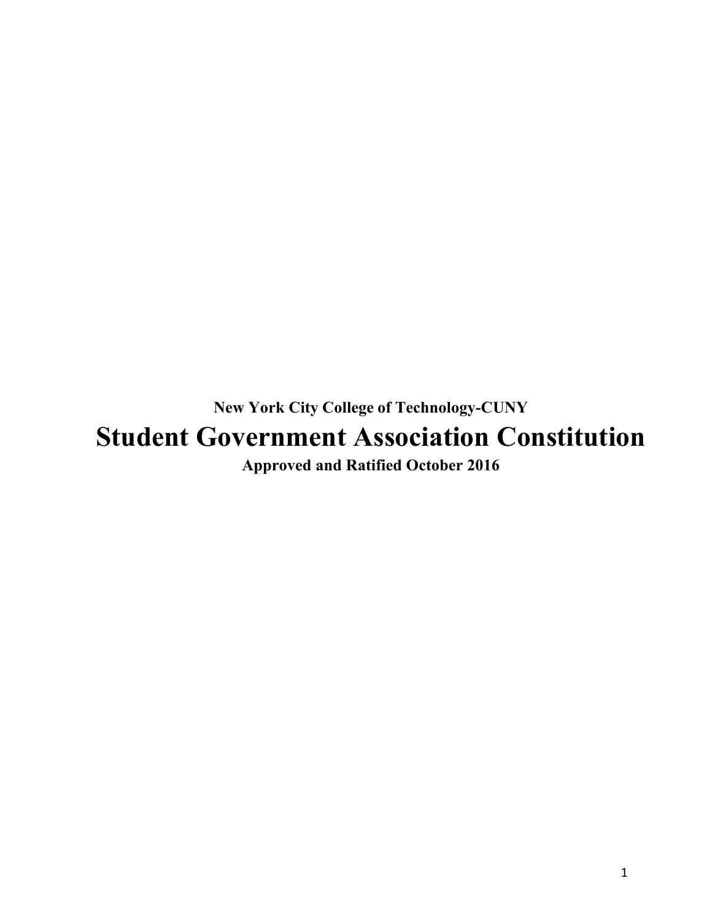**New York City College of Technology-CUNY**

# Student Government Association Constitution

**Approved and Ratified October 2016**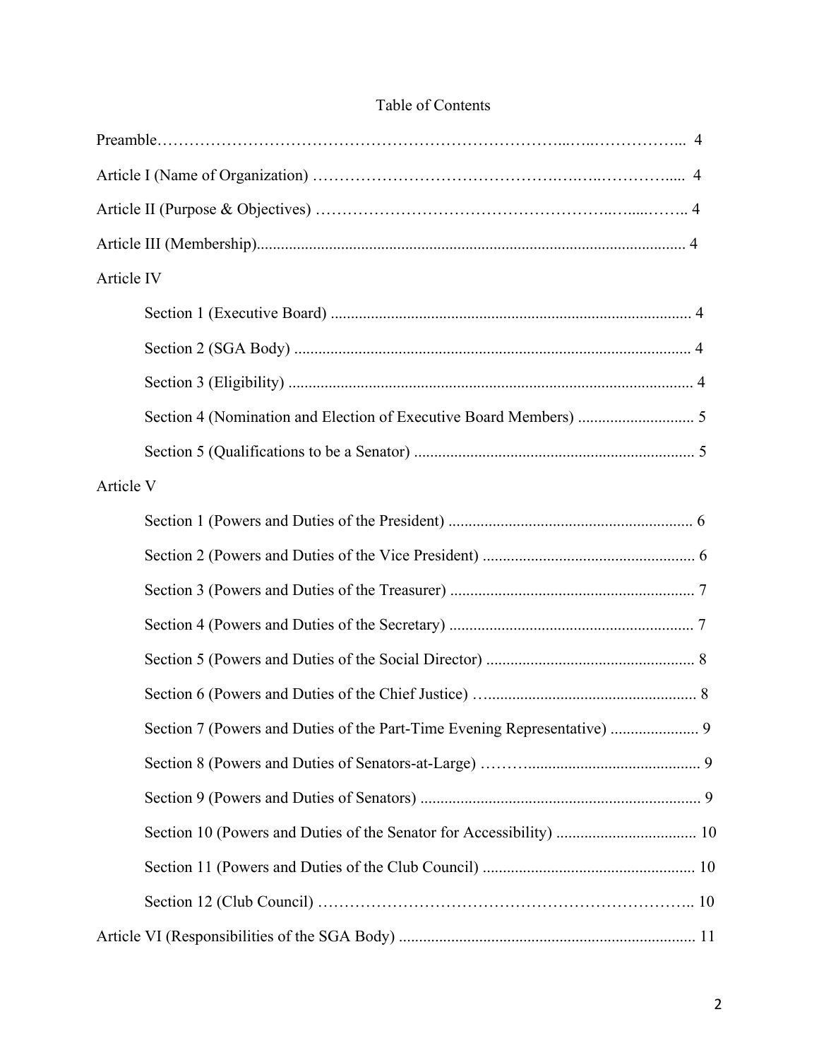# Table of Contents

Preamble……………………………………………………………………...…..……………... 4

Article I (Name of Organization) ……………………………………….….….…………..... 4

Article II (Purpose & Objectives) …………………………………………….…....…….. 4

Article III (Membership)......................................................................................................... 4

Article IV

- Section 1 (Executive Board) ......................................................................................... 4
- Section 2 (SGA Body) .................................................................................................. 4
- Section 3 (Eligibility) .................................................................................................... 4
- Section 4 (Nomination and Election of Executive Board Members) ............................ 5
- Section 5 (Qualifications to be a Senator) ..................................................................... 5

Article V

- Section 1 (Powers and Duties of the President) ............................................................ 6
- Section 2 (Powers and Duties of the Vice President) .................................................... 6
- Section 3 (Powers and Duties of the Treasurer) ............................................................ 7
- Section 4 (Powers and Duties of the Secretary) ............................................................ 7
- Section 5 (Powers and Duties of the Social Director) ................................................... 8
- Section 6 (Powers and Duties of the Chief Justice) ….................................................... 8
- Section 7 (Powers and Duties of the Part-Time Evening Representative) ..................... 9
- Section 8 (Powers and Duties of Senators-at-Large) ………........................................... 9
- Section 9 (Powers and Duties of Senators) ..................................................................... 9
- Section 10 (Powers and Duties of the Senator for Accessibility) .................................. 10
- Section 11 (Powers and Duties of the Club Council) .................................................... 10
- Section 12 (Club Council) ……………………………………………………………….. 10

Article VI (Responsibilities of the SGA Body) ......................................................................... 11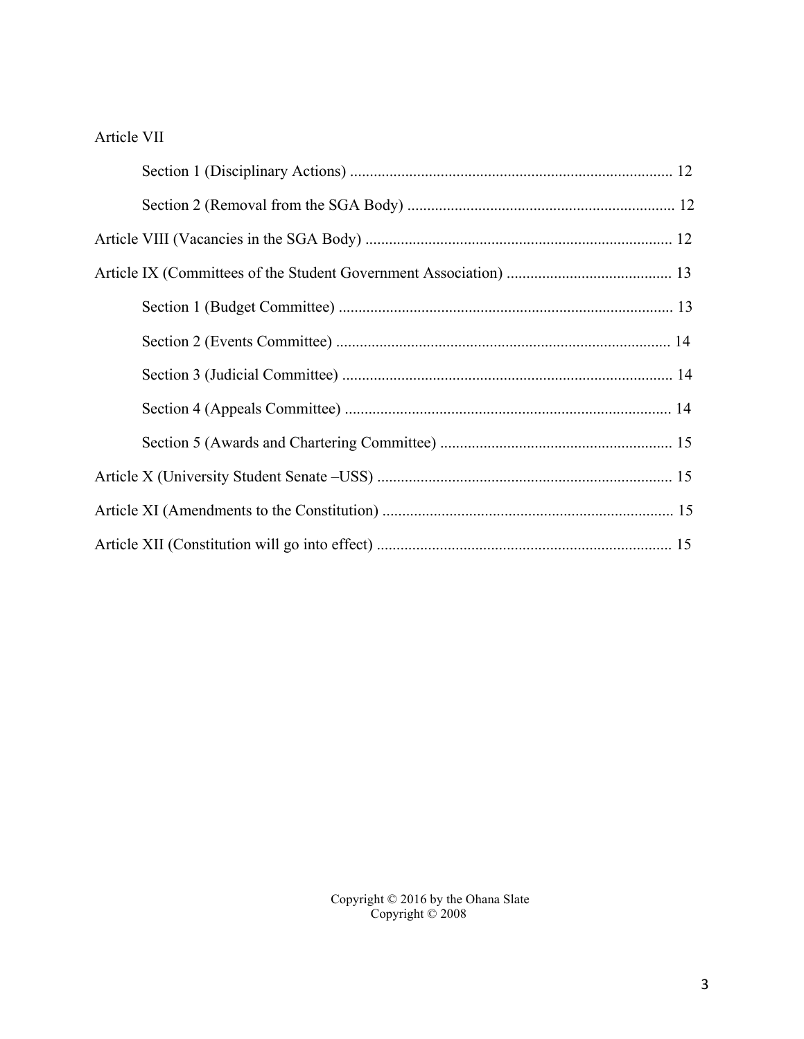Article VII

- Section 1 (Disciplinary Actions) ............................................................................ 12
- Section 2 (Removal from the SGA Body) ................................................................ 12

Article VIII (Vacancies in the SGA Body) ........................................................................ 12

Article IX (Committees of the Student Government Association) ........................................ 13

- Section 1 (Budget Committee) ................................................................................ 13
- Section 2 (Events Committee) ................................................................................ 14
- Section 3 (Judicial Committee) ............................................................................... 14
- Section 4 (Appeals Committee) .............................................................................. 14
- Section 5 (Awards and Chartering Committee) ......................................................... 15

Article X (University Student Senate –USS) ...................................................................... 15

Article XI (Amendments to the Constitution) ..................................................................... 15

Article XII (Constitution will go into effect) ...................................................................... 15

Copyright © 2016 by the Ohana Slate
Copyright © 2008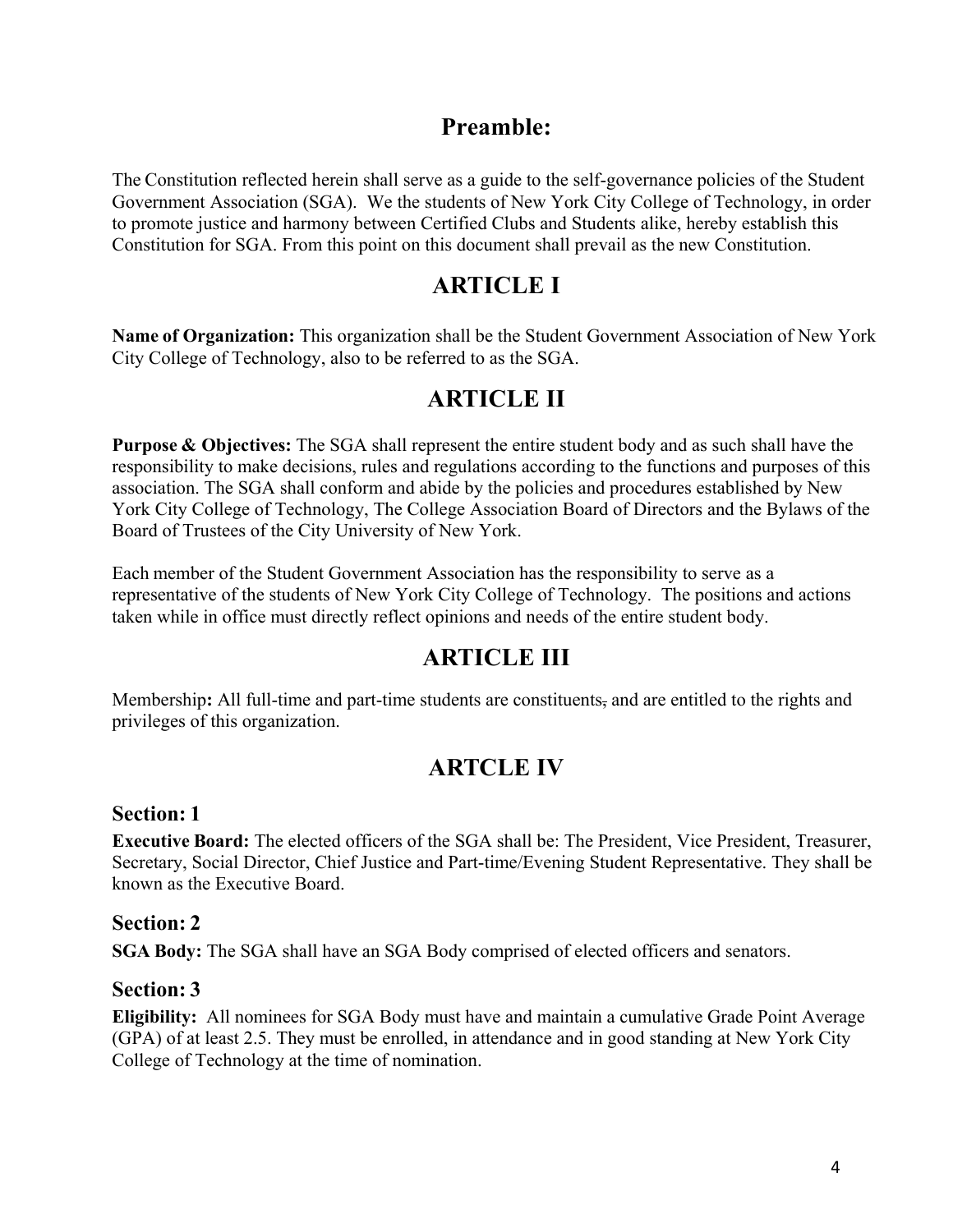## Preamble:

The Constitution reflected herein shall serve as a guide to the self-governance policies of the Student Government Association (SGA). We the students of New York City College of Technology, in order to promote justice and harmony between Certified Clubs and Students alike, hereby establish this Constitution for SGA. From this point on this document shall prevail as the new Constitution.

## ARTICLE I

**Name of Organization:** This organization shall be the Student Government Association of New York City College of Technology, also to be referred to as the SGA.

## ARTICLE II

**Purpose & Objectives:** The SGA shall represent the entire student body and as such shall have the responsibility to make decisions, rules and regulations according to the functions and purposes of this association. The SGA shall conform and abide by the policies and procedures established by New York City College of Technology, The College Association Board of Directors and the Bylaws of the Board of Trustees of the City University of New York.

Each member of the Student Government Association has the responsibility to serve as a representative of the students of New York City College of Technology. The positions and actions taken while in office must directly reflect opinions and needs of the entire student body.

## ARTICLE III

Membership**:** All full-time and part-time students are constituents, and are entitled to the rights and privileges of this organization.

## ARTCLE IV

### Section: 1

**Executive Board:** The elected officers of the SGA shall be: The President, Vice President, Treasurer, Secretary, Social Director, Chief Justice and Part-time/Evening Student Representative. They shall be known as the Executive Board.

### Section: 2

**SGA Body:** The SGA shall have an SGA Body comprised of elected officers and senators.

### Section: 3

**Eligibility:** All nominees for SGA Body must have and maintain a cumulative Grade Point Average (GPA) of at least 2.5. They must be enrolled, in attendance and in good standing at New York City College of Technology at the time of nomination.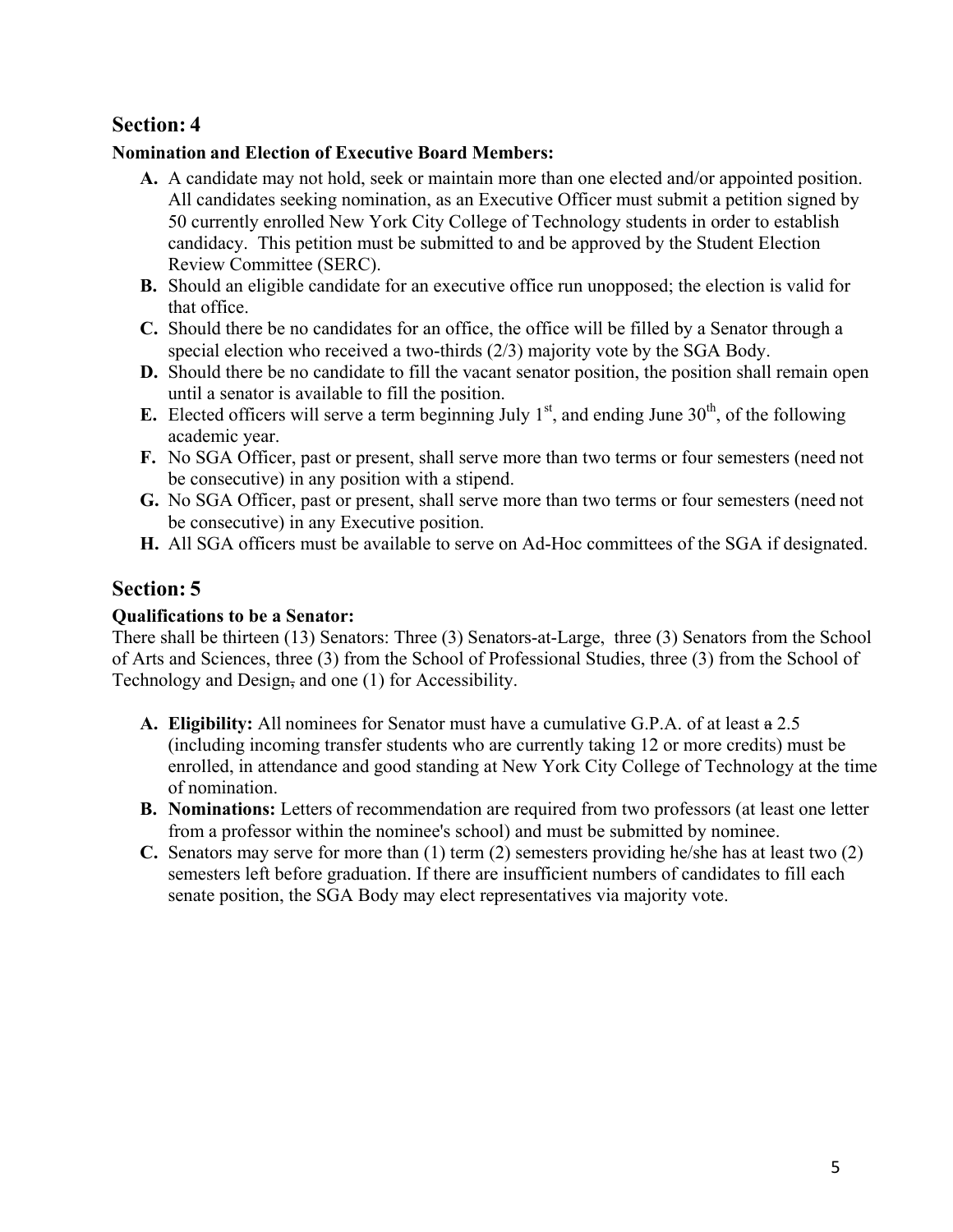## Section: 4

**Nomination and Election of Executive Board Members:**

- **A.** A candidate may not hold, seek or maintain more than one elected and/or appointed position. All candidates seeking nomination, as an Executive Officer must submit a petition signed by 50 currently enrolled New York City College of Technology students in order to establish candidacy. This petition must be submitted to and be approved by the Student Election Review Committee (SERC).
- **B.** Should an eligible candidate for an executive office run unopposed; the election is valid for that office.
- **C.** Should there be no candidates for an office, the office will be filled by a Senator through a special election who received a two-thirds (2/3) majority vote by the SGA Body.
- **D.** Should there be no candidate to fill the vacant senator position, the position shall remain open until a senator is available to fill the position.
- **E.** Elected officers will serve a term beginning July 1st, and ending June 30th, of the following academic year.
- **F.** No SGA Officer, past or present, shall serve more than two terms or four semesters (need not be consecutive) in any position with a stipend.
- **G.** No SGA Officer, past or present, shall serve more than two terms or four semesters (need not be consecutive) in any Executive position.
- **H.** All SGA officers must be available to serve on Ad-Hoc committees of the SGA if designated.

## Section: 5

**Qualifications to be a Senator:**

There shall be thirteen (13) Senators: Three (3) Senators-at-Large, three (3) Senators from the School of Arts and Sciences, three (3) from the School of Professional Studies, three (3) from the School of Technology and Design~~,~~ and one (1) for Accessibility.

- **A. Eligibility:** All nominees for Senator must have a cumulative G.P.A. of at least ~~a~~ 2.5 (including incoming transfer students who are currently taking 12 or more credits) must be enrolled, in attendance and good standing at New York City College of Technology at the time of nomination.
- **B. Nominations:** Letters of recommendation are required from two professors (at least one letter from a professor within the nominee's school) and must be submitted by nominee.
- **C.** Senators may serve for more than (1) term (2) semesters providing he/she has at least two (2) semesters left before graduation. If there are insufficient numbers of candidates to fill each senate position, the SGA Body may elect representatives via majority vote.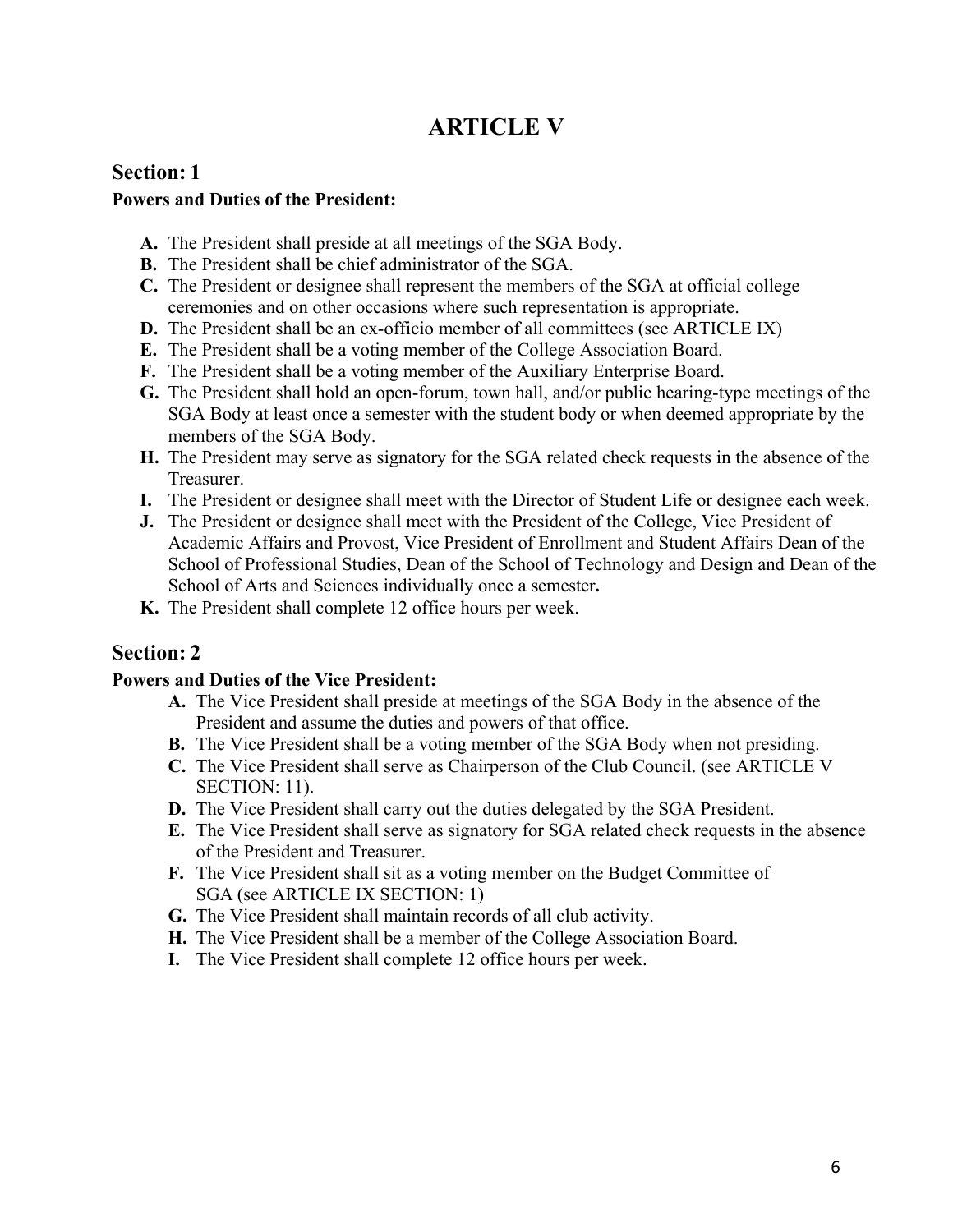# ARTICLE V

## Section: 1

**Powers and Duties of the President:**

- **A.** The President shall preside at all meetings of the SGA Body.
- **B.** The President shall be chief administrator of the SGA.
- **C.** The President or designee shall represent the members of the SGA at official college ceremonies and on other occasions where such representation is appropriate.
- **D.** The President shall be an ex-officio member of all committees (see ARTICLE IX)
- **E.** The President shall be a voting member of the College Association Board.
- **F.** The President shall be a voting member of the Auxiliary Enterprise Board.
- **G.** The President shall hold an open-forum, town hall, and/or public hearing-type meetings of the SGA Body at least once a semester with the student body or when deemed appropriate by the members of the SGA Body.
- **H.** The President may serve as signatory for the SGA related check requests in the absence of the Treasurer.
- **I.** The President or designee shall meet with the Director of Student Life or designee each week.
- **J.** The President or designee shall meet with the President of the College, Vice President of Academic Affairs and Provost, Vice President of Enrollment and Student Affairs Dean of the School of Professional Studies, Dean of the School of Technology and Design and Dean of the School of Arts and Sciences individually once a semester**.**
- **K.** The President shall complete 12 office hours per week.

## Section: 2

**Powers and Duties of the Vice President:**

- **A.** The Vice President shall preside at meetings of the SGA Body in the absence of the President and assume the duties and powers of that office.
- **B.** The Vice President shall be a voting member of the SGA Body when not presiding.
- **C.** The Vice President shall serve as Chairperson of the Club Council. (see ARTICLE V SECTION: 11).
- **D.** The Vice President shall carry out the duties delegated by the SGA President.
- **E.** The Vice President shall serve as signatory for SGA related check requests in the absence of the President and Treasurer.
- **F.** The Vice President shall sit as a voting member on the Budget Committee of SGA (see ARTICLE IX SECTION: 1)
- **G.** The Vice President shall maintain records of all club activity.
- **H.** The Vice President shall be a member of the College Association Board.
- **I.** The Vice President shall complete 12 office hours per week.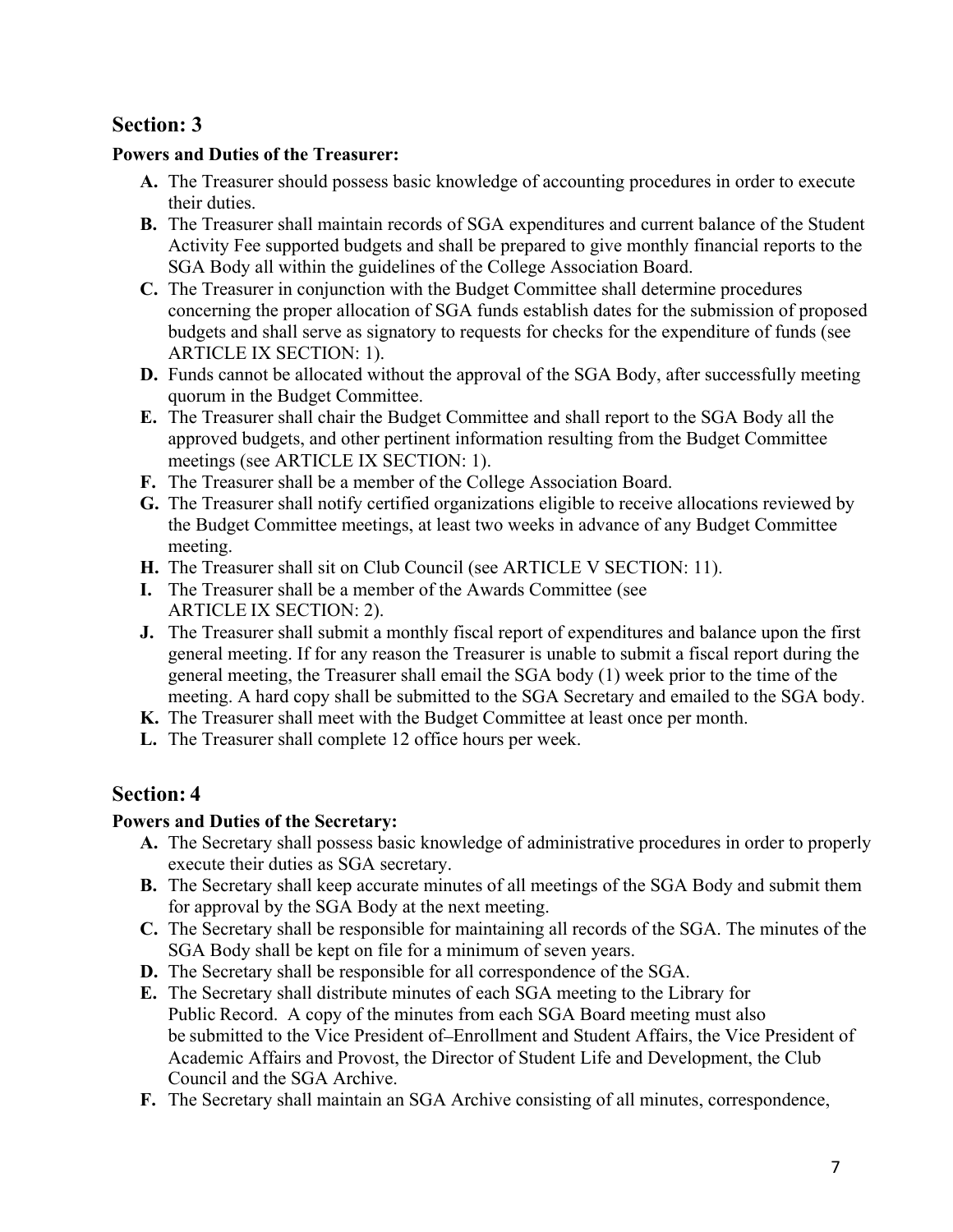## Section: 3

**Powers and Duties of the Treasurer:**

- **A.** The Treasurer should possess basic knowledge of accounting procedures in order to execute their duties.
- **B.** The Treasurer shall maintain records of SGA expenditures and current balance of the Student Activity Fee supported budgets and shall be prepared to give monthly financial reports to the SGA Body all within the guidelines of the College Association Board.
- **C.** The Treasurer in conjunction with the Budget Committee shall determine procedures concerning the proper allocation of SGA funds establish dates for the submission of proposed budgets and shall serve as signatory to requests for checks for the expenditure of funds (see ARTICLE IX SECTION: 1).
- **D.** Funds cannot be allocated without the approval of the SGA Body, after successfully meeting quorum in the Budget Committee.
- **E.** The Treasurer shall chair the Budget Committee and shall report to the SGA Body all the approved budgets, and other pertinent information resulting from the Budget Committee meetings (see ARTICLE IX SECTION: 1).
- **F.** The Treasurer shall be a member of the College Association Board.
- **G.** The Treasurer shall notify certified organizations eligible to receive allocations reviewed by the Budget Committee meetings, at least two weeks in advance of any Budget Committee meeting.
- **H.** The Treasurer shall sit on Club Council (see ARTICLE V SECTION: 11).
- **I.** The Treasurer shall be a member of the Awards Committee (see ARTICLE IX SECTION: 2).
- **J.** The Treasurer shall submit a monthly fiscal report of expenditures and balance upon the first general meeting. If for any reason the Treasurer is unable to submit a fiscal report during the general meeting, the Treasurer shall email the SGA body (1) week prior to the time of the meeting. A hard copy shall be submitted to the SGA Secretary and emailed to the SGA body.
- **K.** The Treasurer shall meet with the Budget Committee at least once per month.
- **L.** The Treasurer shall complete 12 office hours per week.

## Section: 4

**Powers and Duties of the Secretary:**

- **A.** The Secretary shall possess basic knowledge of administrative procedures in order to properly execute their duties as SGA secretary.
- **B.** The Secretary shall keep accurate minutes of all meetings of the SGA Body and submit them for approval by the SGA Body at the next meeting.
- **C.** The Secretary shall be responsible for maintaining all records of the SGA. The minutes of the SGA Body shall be kept on file for a minimum of seven years.
- **D.** The Secretary shall be responsible for all correspondence of the SGA.
- **E.** The Secretary shall distribute minutes of each SGA meeting to the Library for Public Record. A copy of the minutes from each SGA Board meeting must also be submitted to the Vice President of–Enrollment and Student Affairs, the Vice President of Academic Affairs and Provost, the Director of Student Life and Development, the Club Council and the SGA Archive.
- **F.** The Secretary shall maintain an SGA Archive consisting of all minutes, correspondence,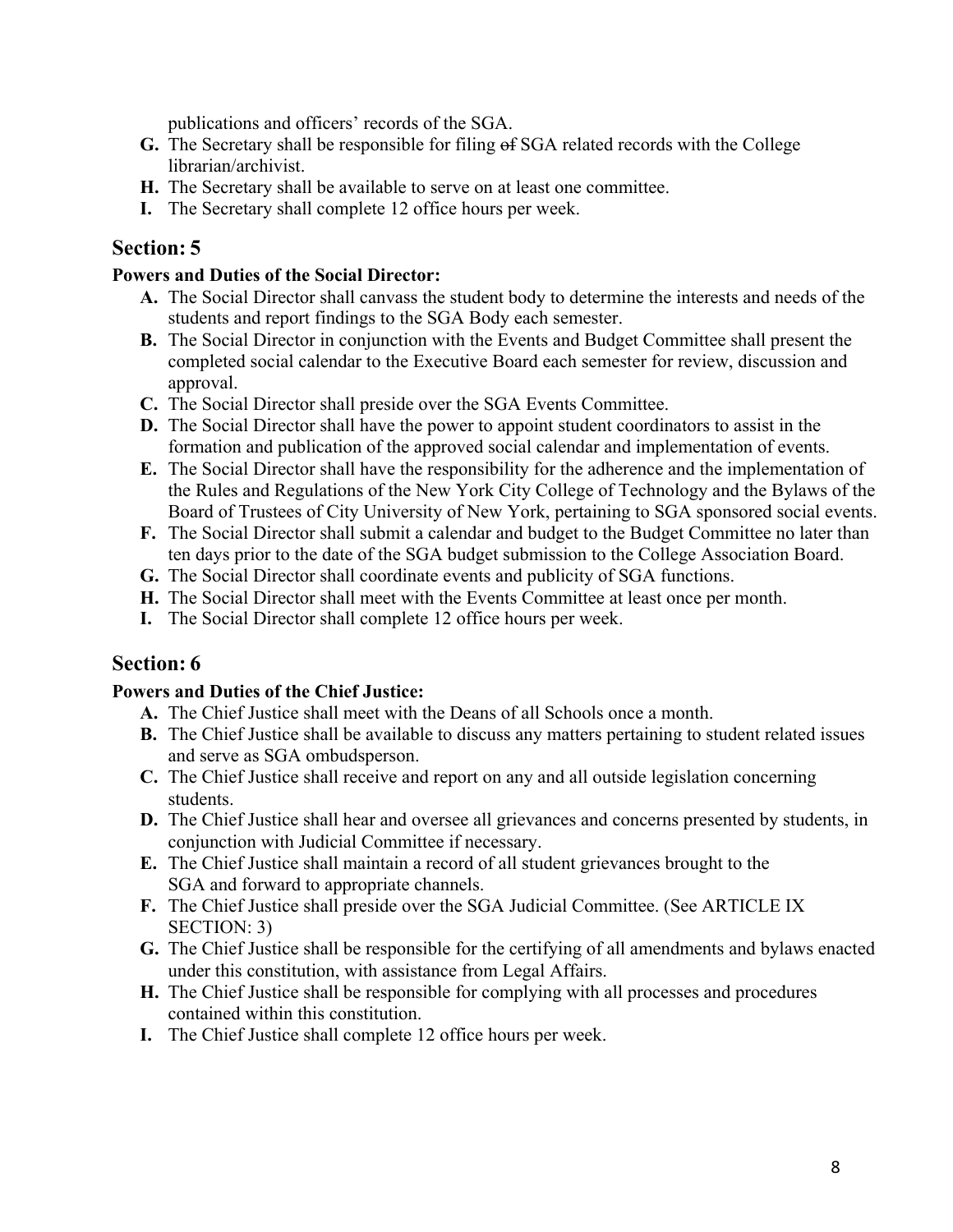publications and officers' records of the SGA.

**G.** The Secretary shall be responsible for filing ~~of~~ SGA related records with the College librarian/archivist.

**H.** The Secretary shall be available to serve on at least one committee.

**I.** The Secretary shall complete 12 office hours per week.

## Section: 5

**Powers and Duties of the Social Director:**

**A.** The Social Director shall canvass the student body to determine the interests and needs of the students and report findings to the SGA Body each semester.

**B.** The Social Director in conjunction with the Events and Budget Committee shall present the completed social calendar to the Executive Board each semester for review, discussion and approval.

**C.** The Social Director shall preside over the SGA Events Committee.

**D.** The Social Director shall have the power to appoint student coordinators to assist in the formation and publication of the approved social calendar and implementation of events.

**E.** The Social Director shall have the responsibility for the adherence and the implementation of the Rules and Regulations of the New York City College of Technology and the Bylaws of the Board of Trustees of City University of New York, pertaining to SGA sponsored social events.

**F.** The Social Director shall submit a calendar and budget to the Budget Committee no later than ten days prior to the date of the SGA budget submission to the College Association Board.

**G.** The Social Director shall coordinate events and publicity of SGA functions.

**H.** The Social Director shall meet with the Events Committee at least once per month.

**I.** The Social Director shall complete 12 office hours per week.

## Section: 6

**Powers and Duties of the Chief Justice:**

**A.** The Chief Justice shall meet with the Deans of all Schools once a month.

**B.** The Chief Justice shall be available to discuss any matters pertaining to student related issues and serve as SGA ombudsperson.

**C.** The Chief Justice shall receive and report on any and all outside legislation concerning students.

**D.** The Chief Justice shall hear and oversee all grievances and concerns presented by students, in conjunction with Judicial Committee if necessary.

**E.** The Chief Justice shall maintain a record of all student grievances brought to the SGA and forward to appropriate channels.

**F.** The Chief Justice shall preside over the SGA Judicial Committee. (See ARTICLE IX SECTION: 3)

**G.** The Chief Justice shall be responsible for the certifying of all amendments and bylaws enacted under this constitution, with assistance from Legal Affairs.

**H.** The Chief Justice shall be responsible for complying with all processes and procedures contained within this constitution.

**I.** The Chief Justice shall complete 12 office hours per week.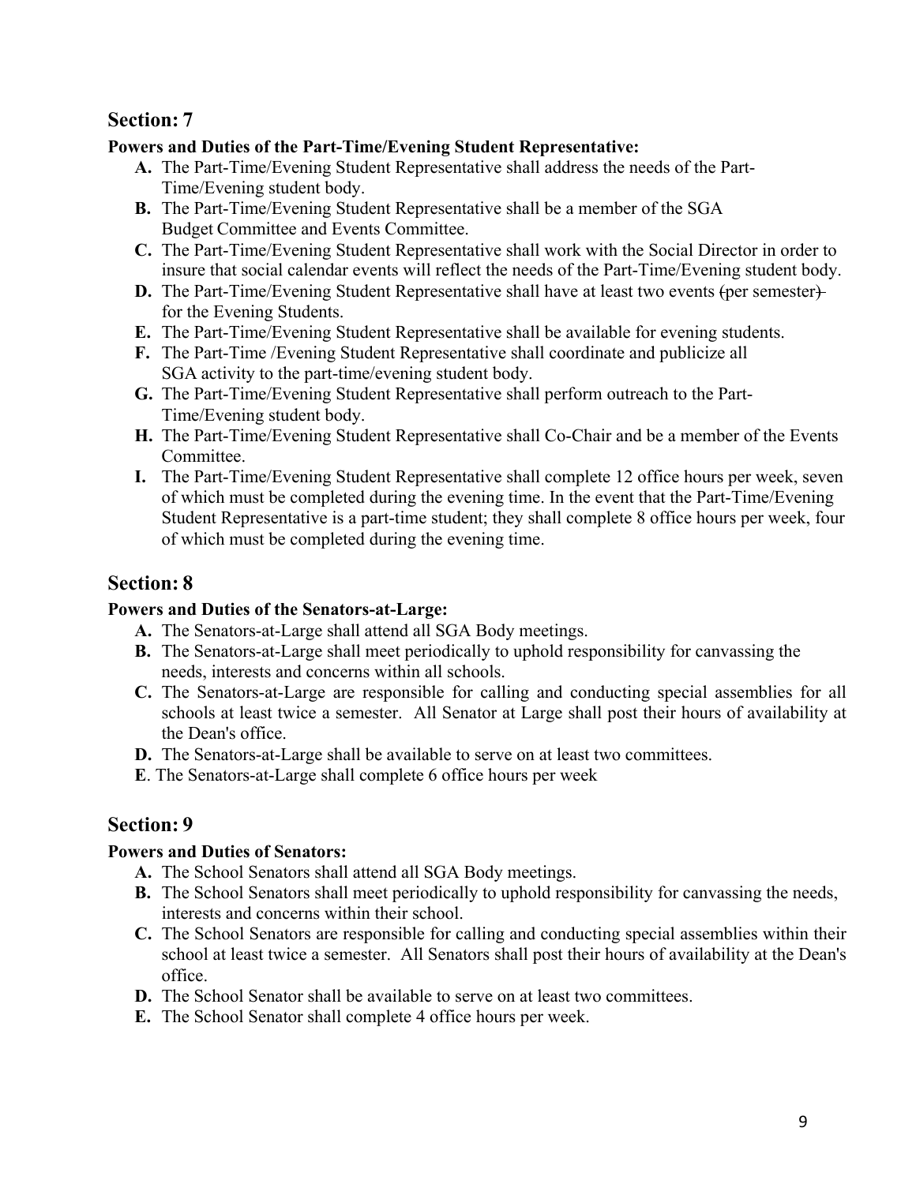## Section: 7

**Powers and Duties of the Part-Time/Evening Student Representative:**

- **A.** The Part-Time/Evening Student Representative shall address the needs of the Part-Time/Evening student body.
- **B.** The Part-Time/Evening Student Representative shall be a member of the SGA Budget Committee and Events Committee.
- **C.** The Part-Time/Evening Student Representative shall work with the Social Director in order to insure that social calendar events will reflect the needs of the Part-Time/Evening student body.
- **D.** The Part-Time/Evening Student Representative shall have at least two events ~~(per semester)~~ for the Evening Students.
- **E.** The Part-Time/Evening Student Representative shall be available for evening students.
- **F.** The Part-Time /Evening Student Representative shall coordinate and publicize all SGA activity to the part-time/evening student body.
- **G.** The Part-Time/Evening Student Representative shall perform outreach to the Part-Time/Evening student body.
- **H.** The Part-Time/Evening Student Representative shall Co-Chair and be a member of the Events Committee.
- **I.** The Part-Time/Evening Student Representative shall complete 12 office hours per week, seven of which must be completed during the evening time. In the event that the Part-Time/Evening Student Representative is a part-time student; they shall complete 8 office hours per week, four of which must be completed during the evening time.

## Section: 8

**Powers and Duties of the Senators-at-Large:**

- **A.** The Senators-at-Large shall attend all SGA Body meetings.
- **B.** The Senators-at-Large shall meet periodically to uphold responsibility for canvassing the needs, interests and concerns within all schools.
- **C.** The Senators-at-Large are responsible for calling and conducting special assemblies for all schools at least twice a semester. All Senator at Large shall post their hours of availability at the Dean's office.
- **D.** The Senators-at-Large shall be available to serve on at least two committees.
- **E**. The Senators-at-Large shall complete 6 office hours per week

## Section: 9

**Powers and Duties of Senators:**

- **A.** The School Senators shall attend all SGA Body meetings.
- **B.** The School Senators shall meet periodically to uphold responsibility for canvassing the needs, interests and concerns within their school.
- **C.** The School Senators are responsible for calling and conducting special assemblies within their school at least twice a semester. All Senators shall post their hours of availability at the Dean's office.
- **D.** The School Senator shall be available to serve on at least two committees.
- **E.** The School Senator shall complete 4 office hours per week.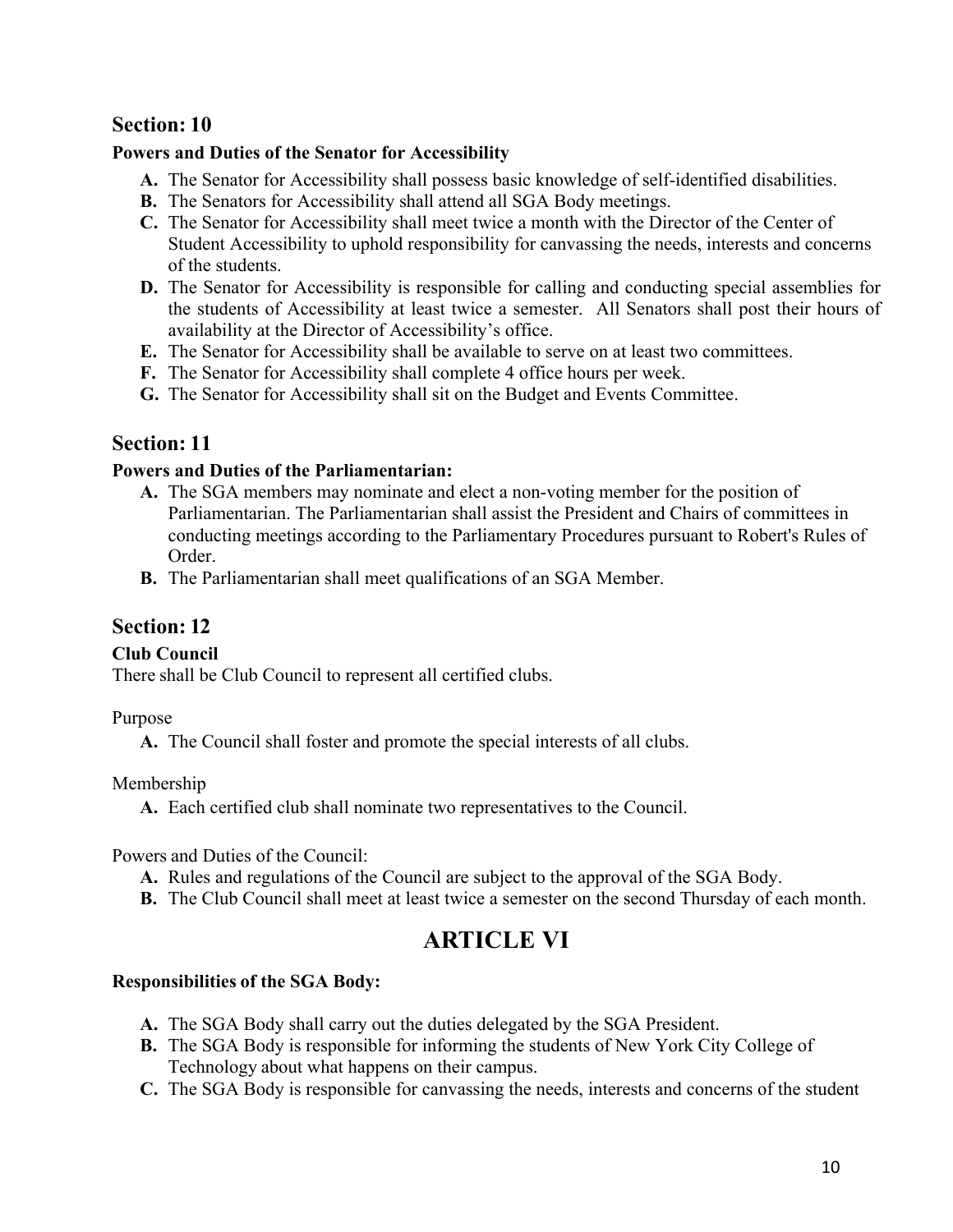## Section: 10

**Powers and Duties of the Senator for Accessibility**

- **A.** The Senator for Accessibility shall possess basic knowledge of self-identified disabilities.
- **B.** The Senators for Accessibility shall attend all SGA Body meetings.
- **C.** The Senator for Accessibility shall meet twice a month with the Director of the Center of Student Accessibility to uphold responsibility for canvassing the needs, interests and concerns of the students.
- **D.** The Senator for Accessibility is responsible for calling and conducting special assemblies for the students of Accessibility at least twice a semester. All Senators shall post their hours of availability at the Director of Accessibility's office.
- **E.** The Senator for Accessibility shall be available to serve on at least two committees.
- **F.** The Senator for Accessibility shall complete 4 office hours per week.
- **G.** The Senator for Accessibility shall sit on the Budget and Events Committee.

## Section: 11

**Powers and Duties of the Parliamentarian:**

- **A.** The SGA members may nominate and elect a non-voting member for the position of Parliamentarian. The Parliamentarian shall assist the President and Chairs of committees in conducting meetings according to the Parliamentary Procedures pursuant to Robert's Rules of Order.
- **B.** The Parliamentarian shall meet qualifications of an SGA Member.

## Section: 12

**Club Council**

There shall be Club Council to represent all certified clubs.

Purpose

- **A.** The Council shall foster and promote the special interests of all clubs.

Membership

- **A.** Each certified club shall nominate two representatives to the Council.

Powers and Duties of the Council:

- **A.** Rules and regulations of the Council are subject to the approval of the SGA Body.
- **B.** The Club Council shall meet at least twice a semester on the second Thursday of each month.

# ARTICLE VI

**Responsibilities of the SGA Body:**

- **A.** The SGA Body shall carry out the duties delegated by the SGA President.
- **B.** The SGA Body is responsible for informing the students of New York City College of Technology about what happens on their campus.
- **C.** The SGA Body is responsible for canvassing the needs, interests and concerns of the student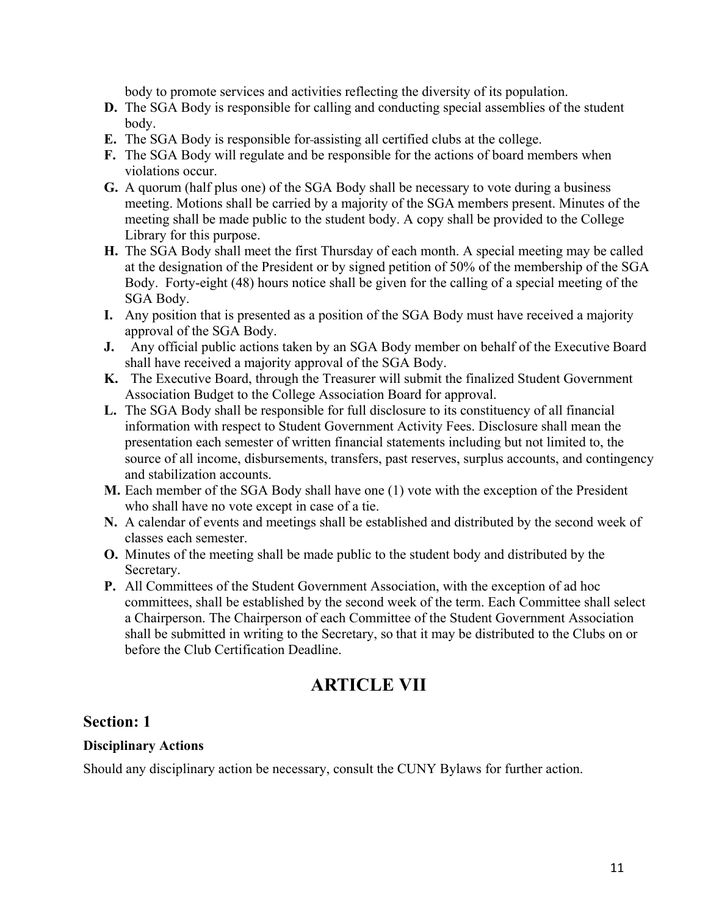body to promote services and activities reflecting the diversity of its population.

- **D.** The SGA Body is responsible for calling and conducting special assemblies of the student body.
- **E.** The SGA Body is responsible for assisting all certified clubs at the college.
- **F.** The SGA Body will regulate and be responsible for the actions of board members when violations occur.
- **G.** A quorum (half plus one) of the SGA Body shall be necessary to vote during a business meeting. Motions shall be carried by a majority of the SGA members present. Minutes of the meeting shall be made public to the student body. A copy shall be provided to the College Library for this purpose.
- **H.** The SGA Body shall meet the first Thursday of each month. A special meeting may be called at the designation of the President or by signed petition of 50% of the membership of the SGA Body. Forty-eight (48) hours notice shall be given for the calling of a special meeting of the SGA Body.
- **I.** Any position that is presented as a position of the SGA Body must have received a majority approval of the SGA Body.
- **J.** Any official public actions taken by an SGA Body member on behalf of the Executive Board shall have received a majority approval of the SGA Body.
- **K.** The Executive Board, through the Treasurer will submit the finalized Student Government Association Budget to the College Association Board for approval.
- **L.** The SGA Body shall be responsible for full disclosure to its constituency of all financial information with respect to Student Government Activity Fees. Disclosure shall mean the presentation each semester of written financial statements including but not limited to, the source of all income, disbursements, transfers, past reserves, surplus accounts, and contingency and stabilization accounts.
- **M.** Each member of the SGA Body shall have one (1) vote with the exception of the President who shall have no vote except in case of a tie.
- **N.** A calendar of events and meetings shall be established and distributed by the second week of classes each semester.
- **O.** Minutes of the meeting shall be made public to the student body and distributed by the Secretary.
- **P.** All Committees of the Student Government Association, with the exception of ad hoc committees, shall be established by the second week of the term. Each Committee shall select a Chairperson. The Chairperson of each Committee of the Student Government Association shall be submitted in writing to the Secretary, so that it may be distributed to the Clubs on or before the Club Certification Deadline.

# ARTICLE VII

## Section: 1

**Disciplinary Actions**

Should any disciplinary action be necessary, consult the CUNY Bylaws for further action.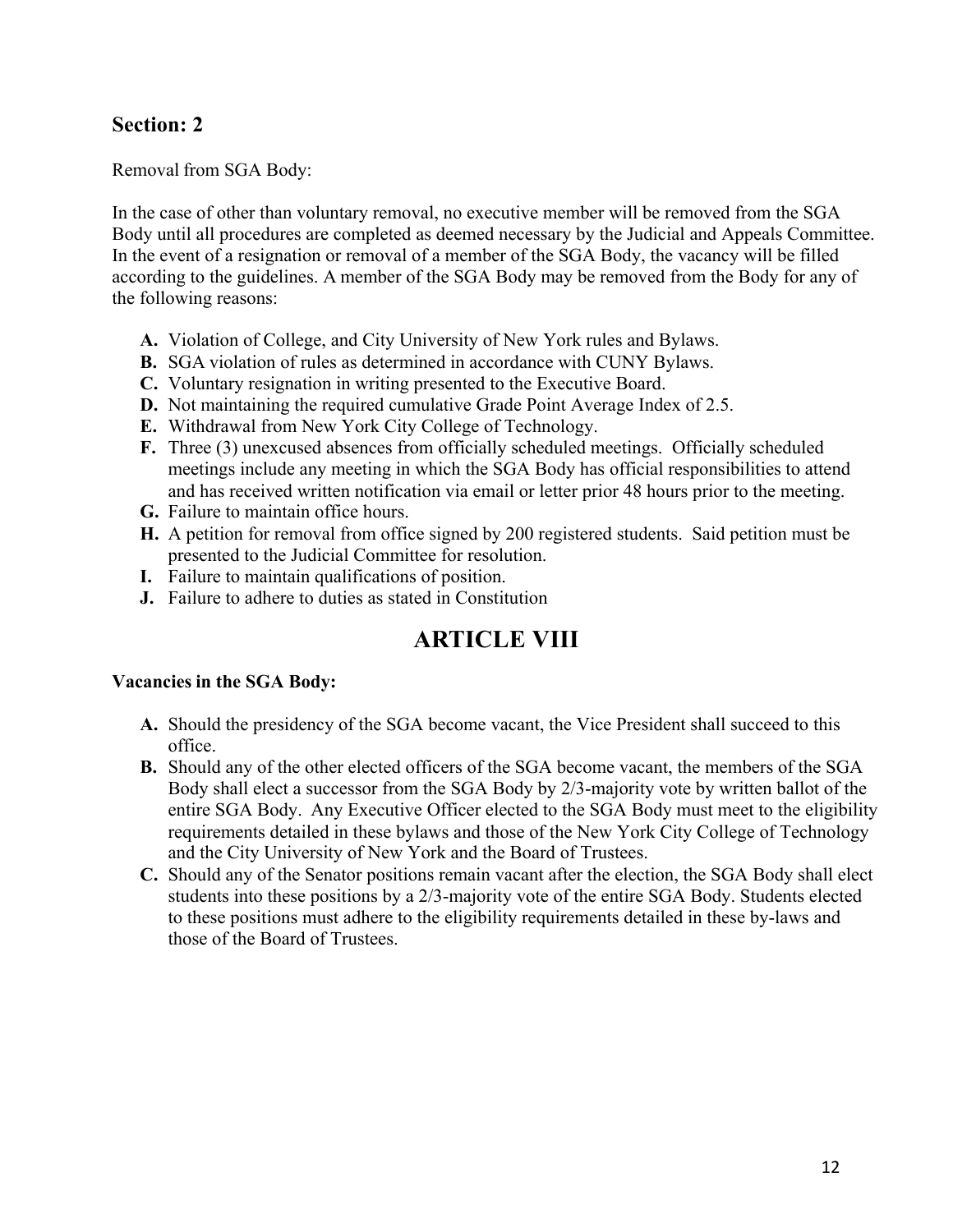## Section: 2

Removal from SGA Body:

In the case of other than voluntary removal, no executive member will be removed from the SGA Body until all procedures are completed as deemed necessary by the Judicial and Appeals Committee. In the event of a resignation or removal of a member of the SGA Body, the vacancy will be filled according to the guidelines. A member of the SGA Body may be removed from the Body for any of the following reasons:

- **A.** Violation of College, and City University of New York rules and Bylaws.
- **B.** SGA violation of rules as determined in accordance with CUNY Bylaws.
- **C.** Voluntary resignation in writing presented to the Executive Board.
- **D.** Not maintaining the required cumulative Grade Point Average Index of 2.5.
- **E.** Withdrawal from New York City College of Technology.
- **F.** Three (3) unexcused absences from officially scheduled meetings. Officially scheduled meetings include any meeting in which the SGA Body has official responsibilities to attend and has received written notification via email or letter prior 48 hours prior to the meeting.
- **G.** Failure to maintain office hours.
- **H.** A petition for removal from office signed by 200 registered students. Said petition must be presented to the Judicial Committee for resolution.
- **I.** Failure to maintain qualifications of position.
- **J.** Failure to adhere to duties as stated in Constitution

# ARTICLE VIII

**Vacancies in the SGA Body:**

- **A.** Should the presidency of the SGA become vacant, the Vice President shall succeed to this office.
- **B.** Should any of the other elected officers of the SGA become vacant, the members of the SGA Body shall elect a successor from the SGA Body by 2/3-majority vote by written ballot of the entire SGA Body. Any Executive Officer elected to the SGA Body must meet to the eligibility requirements detailed in these bylaws and those of the New York City College of Technology and the City University of New York and the Board of Trustees.
- **C.** Should any of the Senator positions remain vacant after the election, the SGA Body shall elect students into these positions by a 2/3-majority vote of the entire SGA Body. Students elected to these positions must adhere to the eligibility requirements detailed in these by-laws and those of the Board of Trustees.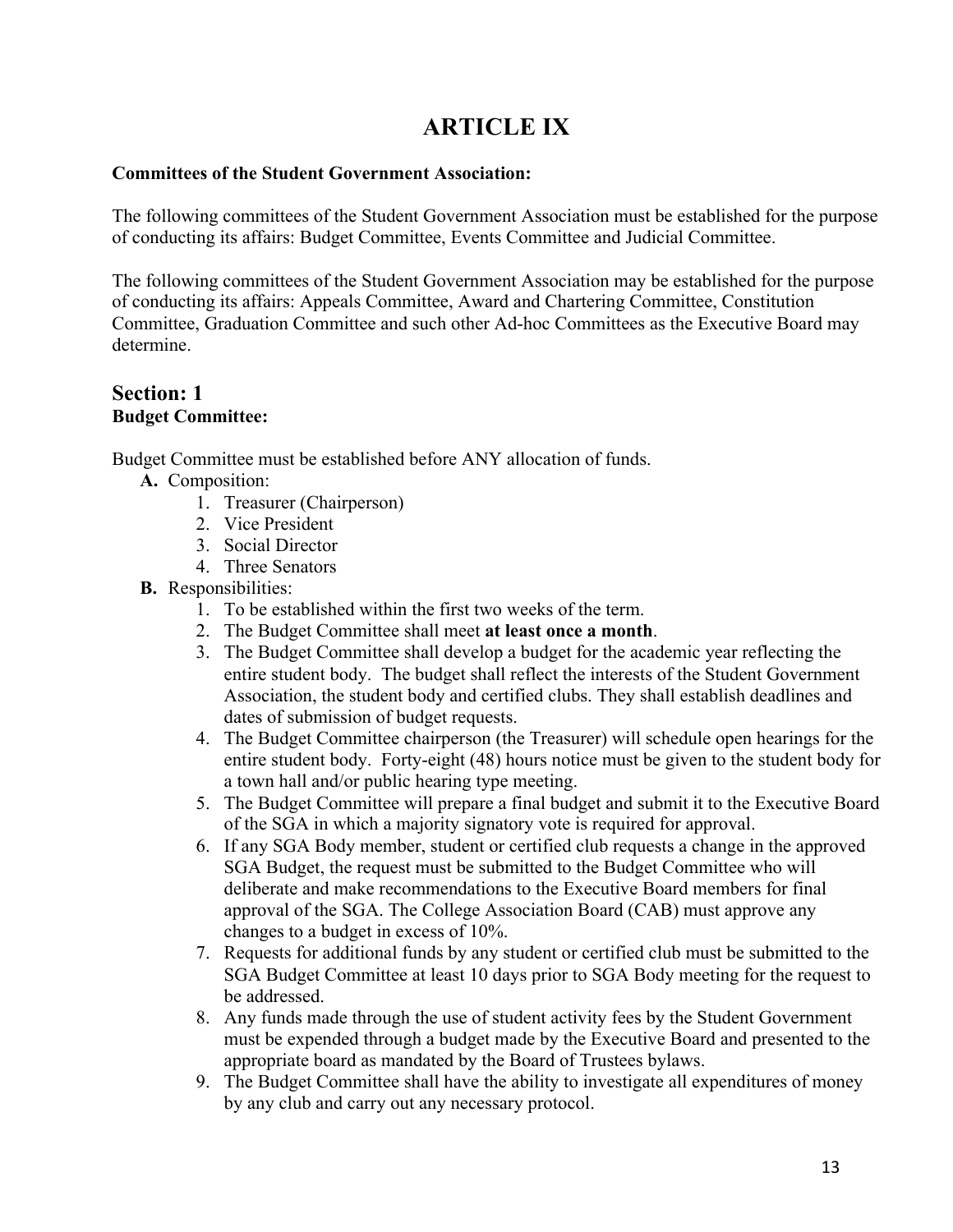# ARTICLE IX

**Committees of the Student Government Association:**

The following committees of the Student Government Association must be established for the purpose of conducting its affairs: Budget Committee, Events Committee and Judicial Committee.

The following committees of the Student Government Association may be established for the purpose of conducting its affairs: Appeals Committee, Award and Chartering Committee, Constitution Committee, Graduation Committee and such other Ad-hoc Committees as the Executive Board may determine.

## Section: 1
**Budget Committee:**

Budget Committee must be established before ANY allocation of funds.

- **A.** Composition:
  1. Treasurer (Chairperson)
  2. Vice President
  3. Social Director
  4. Three Senators
- **B.** Responsibilities:
  1. To be established within the first two weeks of the term.
  2. The Budget Committee shall meet **at least once a month**.
  3. The Budget Committee shall develop a budget for the academic year reflecting the entire student body. The budget shall reflect the interests of the Student Government Association, the student body and certified clubs. They shall establish deadlines and dates of submission of budget requests.
  4. The Budget Committee chairperson (the Treasurer) will schedule open hearings for the entire student body. Forty-eight (48) hours notice must be given to the student body for a town hall and/or public hearing type meeting.
  5. The Budget Committee will prepare a final budget and submit it to the Executive Board of the SGA in which a majority signatory vote is required for approval.
  6. If any SGA Body member, student or certified club requests a change in the approved SGA Budget, the request must be submitted to the Budget Committee who will deliberate and make recommendations to the Executive Board members for final approval of the SGA. The College Association Board (CAB) must approve any changes to a budget in excess of 10%.
  7. Requests for additional funds by any student or certified club must be submitted to the SGA Budget Committee at least 10 days prior to SGA Body meeting for the request to be addressed.
  8. Any funds made through the use of student activity fees by the Student Government must be expended through a budget made by the Executive Board and presented to the appropriate board as mandated by the Board of Trustees bylaws.
  9. The Budget Committee shall have the ability to investigate all expenditures of money by any club and carry out any necessary protocol.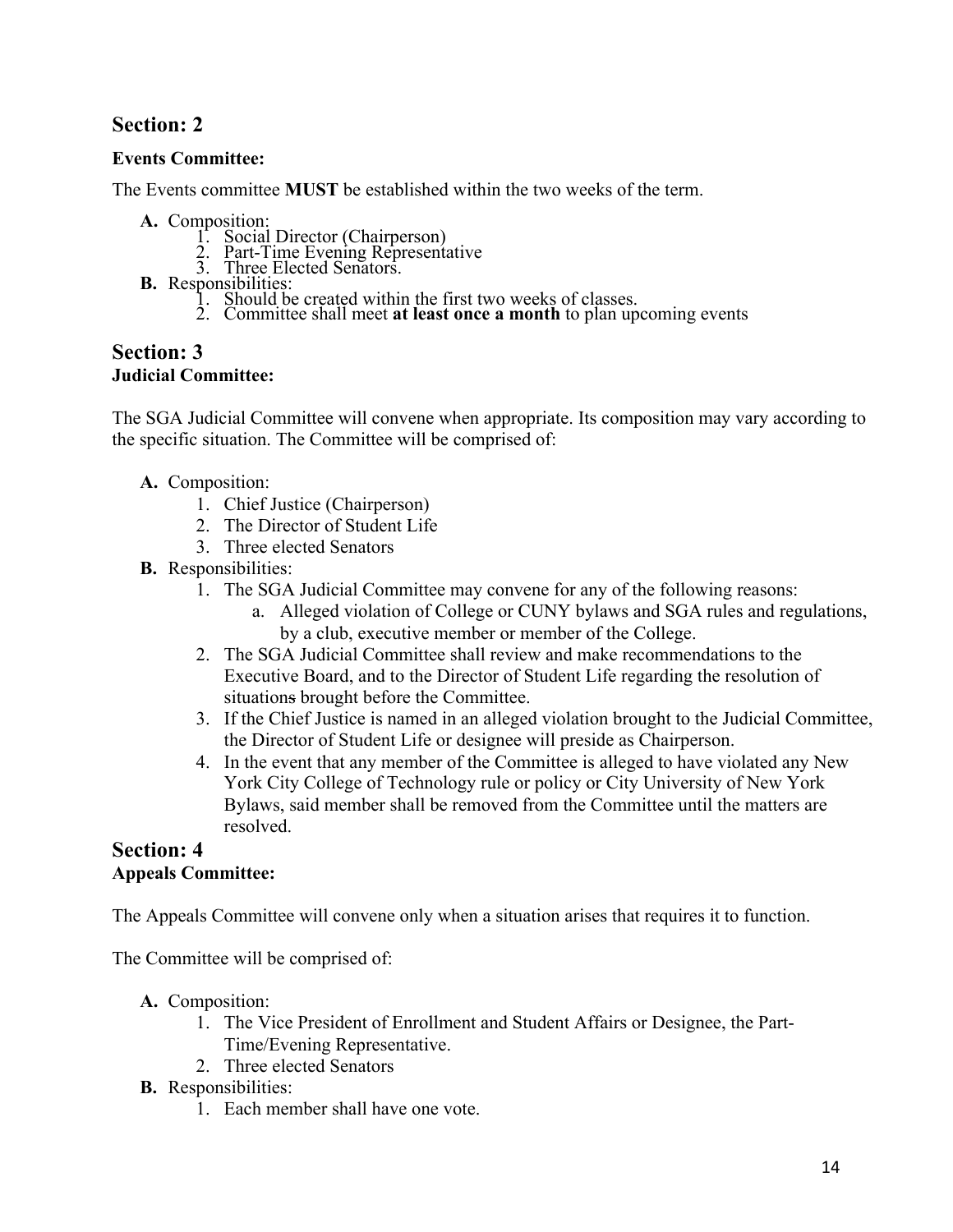## Section: 2

**Events Committee:**

The Events committee **MUST** be established within the two weeks of the term.

- **A.** Composition:
  1. Social Director (Chairperson)
  2. Part-Time Evening Representative
  3. Three Elected Senators.
- **B.** Responsibilities:
  1. Should be created within the first two weeks of classes.
  2. Committee shall meet **at least once a month** to plan upcoming events

## Section: 3

**Judicial Committee:**

The SGA Judicial Committee will convene when appropriate. Its composition may vary according to the specific situation. The Committee will be comprised of:

- **A.** Composition:
  1. Chief Justice (Chairperson)
  2. The Director of Student Life
  3. Three elected Senators
- **B.** Responsibilities:
  1. The SGA Judicial Committee may convene for any of the following reasons:
     - a. Alleged violation of College or CUNY bylaws and SGA rules and regulations, by a club, executive member or member of the College.
  2. The SGA Judicial Committee shall review and make recommendations to the Executive Board, and to the Director of Student Life regarding the resolution of situations brought before the Committee.
  3. If the Chief Justice is named in an alleged violation brought to the Judicial Committee, the Director of Student Life or designee will preside as Chairperson.
  4. In the event that any member of the Committee is alleged to have violated any New York City College of Technology rule or policy or City University of New York Bylaws, said member shall be removed from the Committee until the matters are resolved.

## Section: 4

**Appeals Committee:**

The Appeals Committee will convene only when a situation arises that requires it to function.

The Committee will be comprised of:

- **A.** Composition:
  1. The Vice President of Enrollment and Student Affairs or Designee, the Part-Time/Evening Representative.
  2. Three elected Senators
- **B.** Responsibilities:
  1. Each member shall have one vote.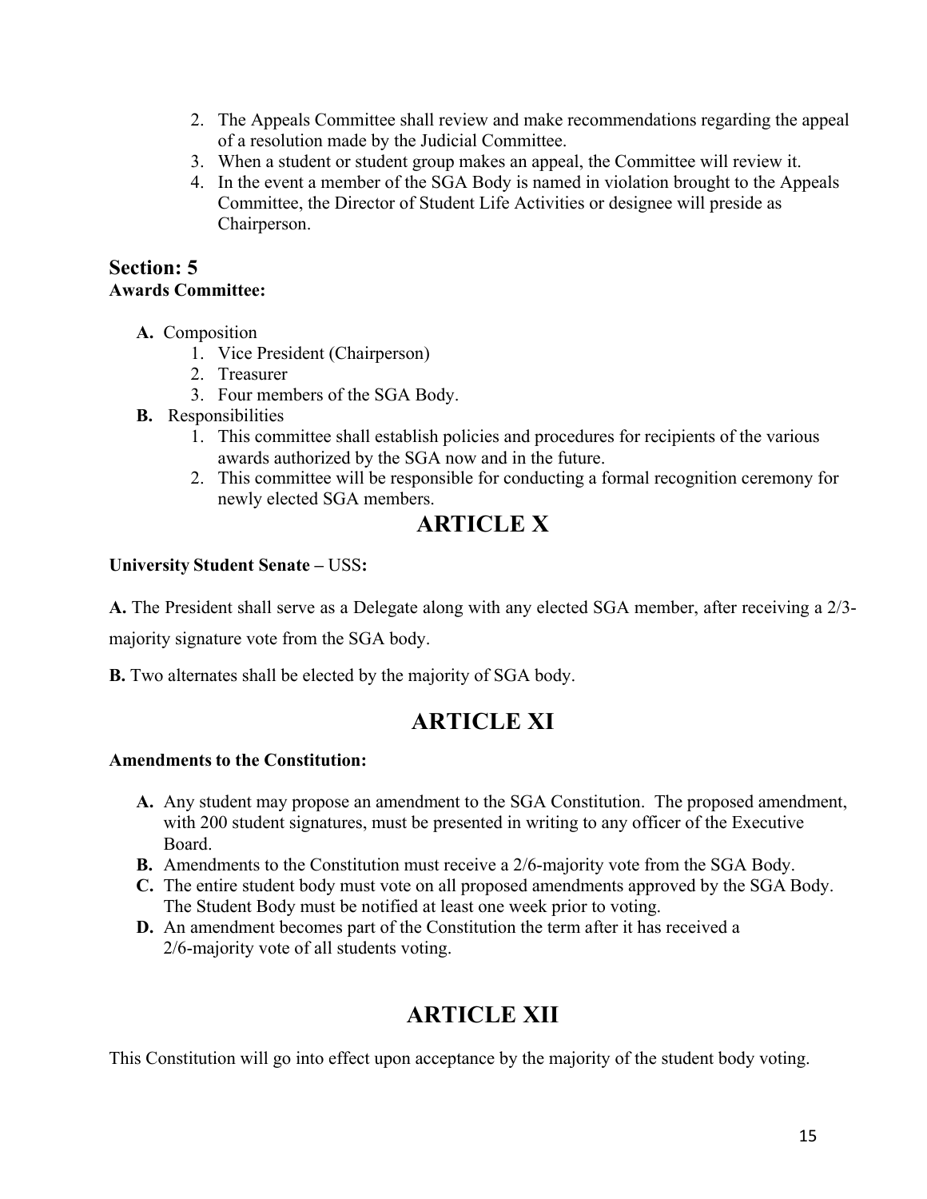2. The Appeals Committee shall review and make recommendations regarding the appeal of a resolution made by the Judicial Committee.
3. When a student or student group makes an appeal, the Committee will review it.
4. In the event a member of the SGA Body is named in violation brought to the Appeals Committee, the Director of Student Life Activities or designee will preside as Chairperson.

## Section: 5

**Awards Committee:**

- **A.** Composition
  1. Vice President (Chairperson)
  2. Treasurer
  3. Four members of the SGA Body.
- **B.** Responsibilities
  1. This committee shall establish policies and procedures for recipients of the various awards authorized by the SGA now and in the future.
  2. This committee will be responsible for conducting a formal recognition ceremony for newly elected SGA members.

# ARTICLE X

**University Student Senate –** USS**:**

**A.** The President shall serve as a Delegate along with any elected SGA member, after receiving a 2/3-majority signature vote from the SGA body.

**B.** Two alternates shall be elected by the majority of SGA body.

# ARTICLE XI

**Amendments to the Constitution:**

- **A.** Any student may propose an amendment to the SGA Constitution. The proposed amendment, with 200 student signatures, must be presented in writing to any officer of the Executive Board.
- **B.** Amendments to the Constitution must receive a 2/6-majority vote from the SGA Body.
- **C.** The entire student body must vote on all proposed amendments approved by the SGA Body. The Student Body must be notified at least one week prior to voting.
- **D.** An amendment becomes part of the Constitution the term after it has received a 2/6-majority vote of all students voting.

# ARTICLE XII

This Constitution will go into effect upon acceptance by the majority of the student body voting.